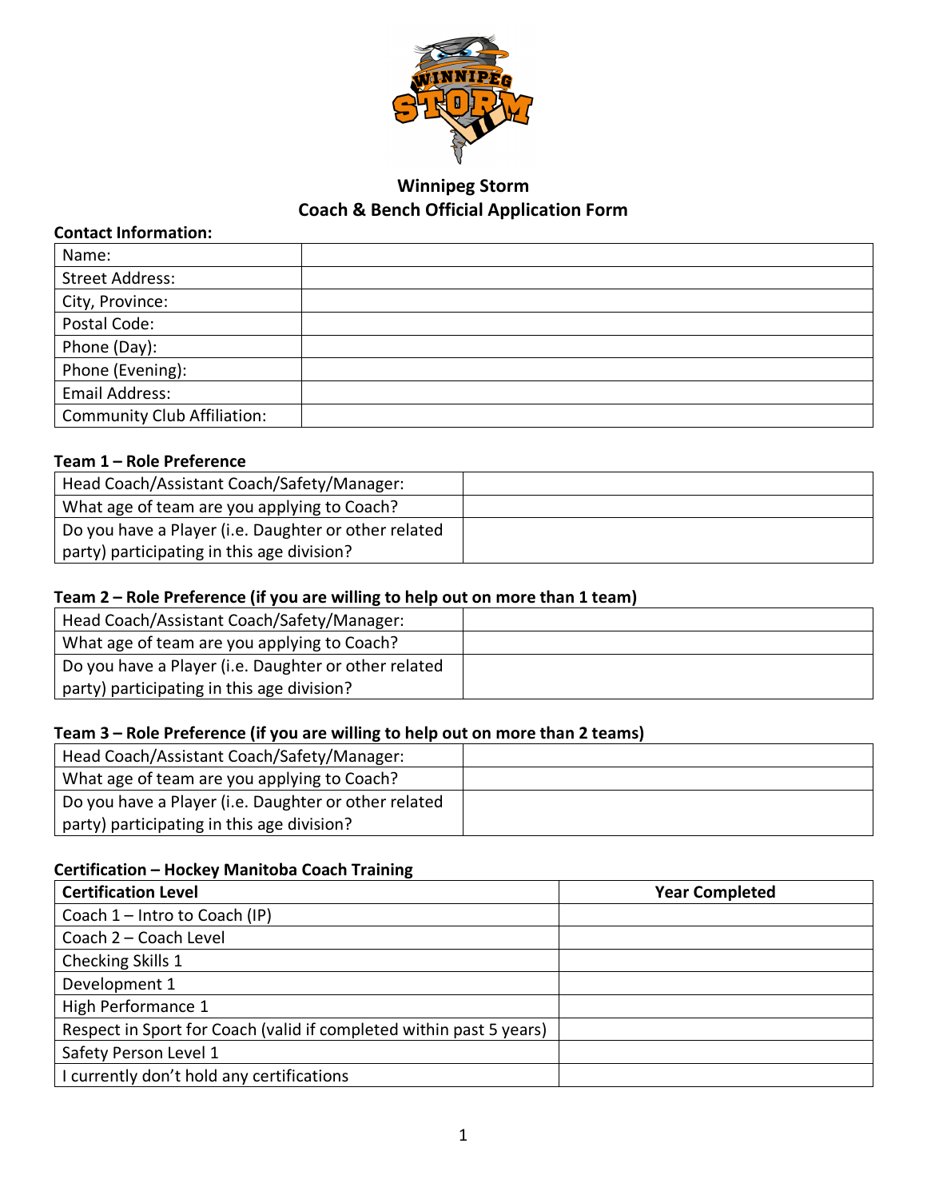# Winnipeg Storm
## Coach & Bench Official Application Form

**Contact Information:**

| Name: | |
|---|---|
| Street Address: | |
| City, Province: | |
| Postal Code: | |
| Phone (Day): | |
| Phone (Evening): | |
| Email Address: | |
| Community Club Affiliation: | |

**Team 1 – Role Preference**

| Head Coach/Assistant Coach/Safety/Manager: | |
|---|---|
| What age of team are you applying to Coach? | |
| Do you have a Player (i.e. Daughter or other related party) participating in this age division? | |

**Team 2 – Role Preference (if you are willing to help out on more than 1 team)**

| Head Coach/Assistant Coach/Safety/Manager: | |
|---|---|
| What age of team are you applying to Coach? | |
| Do you have a Player (i.e. Daughter or other related party) participating in this age division? | |

**Team 3 – Role Preference (if you are willing to help out on more than 2 teams)**

| Head Coach/Assistant Coach/Safety/Manager: | |
|---|---|
| What age of team are you applying to Coach? | |
| Do you have a Player (i.e. Daughter or other related party) participating in this age division? | |

**Certification – Hockey Manitoba Coach Training**

| Certification Level | Year Completed |
|---|---|
| Coach 1 – Intro to Coach (IP) | |
| Coach 2 – Coach Level | |
| Checking Skills 1 | |
| Development 1 | |
| High Performance 1 | |
| Respect in Sport for Coach (valid if completed within past 5 years) | |
| Safety Person Level 1 | |
| I currently don't hold any certifications | |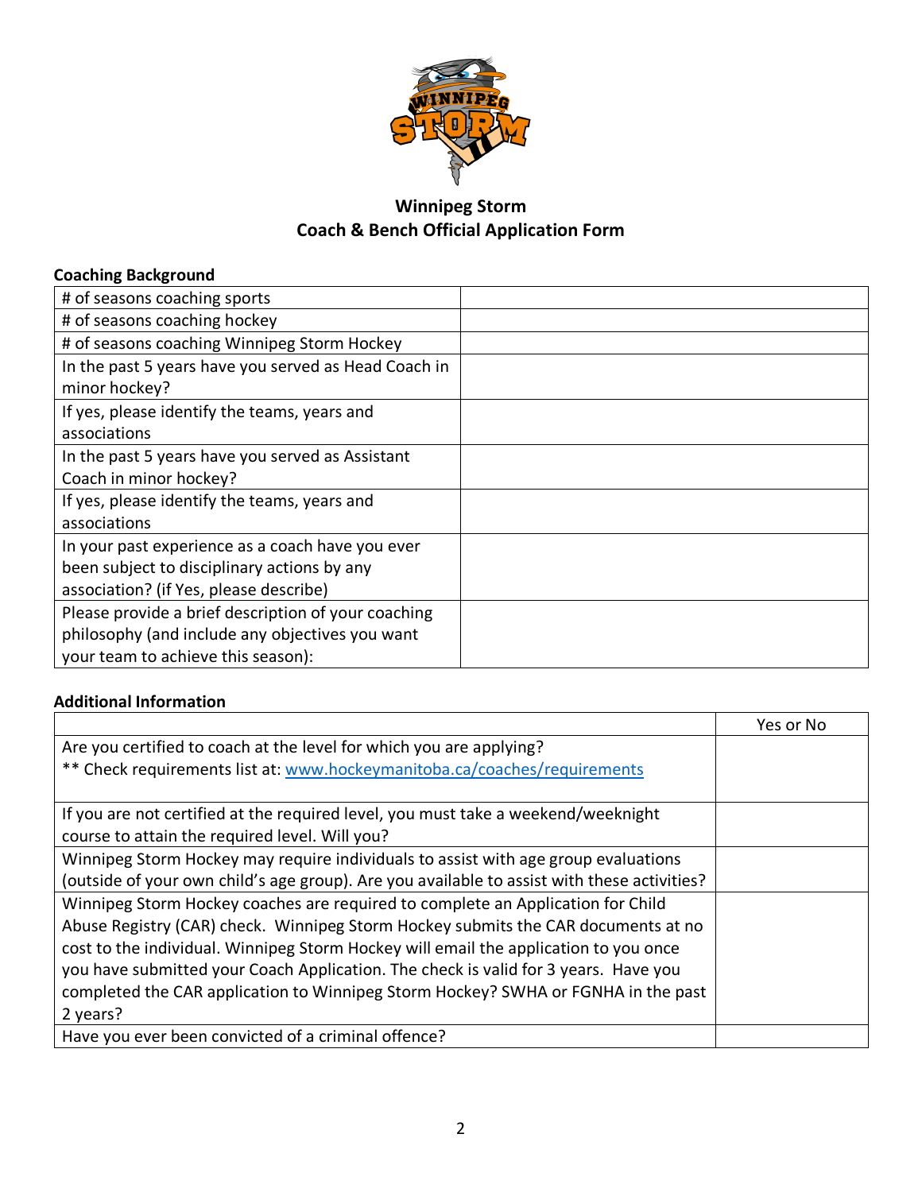# Winnipeg Storm
## Coach & Bench Official Application Form

**Coaching Background**

| | |
|---|---|
| # of seasons coaching sports | |
| # of seasons coaching hockey | |
| # of seasons coaching Winnipeg Storm Hockey | |
| In the past 5 years have you served as Head Coach in minor hockey? | |
| If yes, please identify the teams, years and associations | |
| In the past 5 years have you served as Assistant Coach in minor hockey? | |
| If yes, please identify the teams, years and associations | |
| In your past experience as a coach have you ever been subject to disciplinary actions by any association? (if Yes, please describe) | |
| Please provide a brief description of your coaching philosophy (and include any objectives you want your team to achieve this season): | |

**Additional Information**

| | Yes or No |
|---|---|
| Are you certified to coach at the level for which you are applying?<br>** Check requirements list at: www.hockeymanitoba.ca/coaches/requirements | |
| If you are not certified at the required level, you must take a weekend/weeknight course to attain the required level. Will you? | |
| Winnipeg Storm Hockey may require individuals to assist with age group evaluations (outside of your own child's age group). Are you available to assist with these activities? | |
| Winnipeg Storm Hockey coaches are required to complete an Application for Child Abuse Registry (CAR) check. Winnipeg Storm Hockey submits the CAR documents at no cost to the individual. Winnipeg Storm Hockey will email the application to you once you have submitted your Coach Application. The check is valid for 3 years. Have you completed the CAR application to Winnipeg Storm Hockey? SWHA or FGNHA in the past 2 years? | |
| Have you ever been convicted of a criminal offence? | |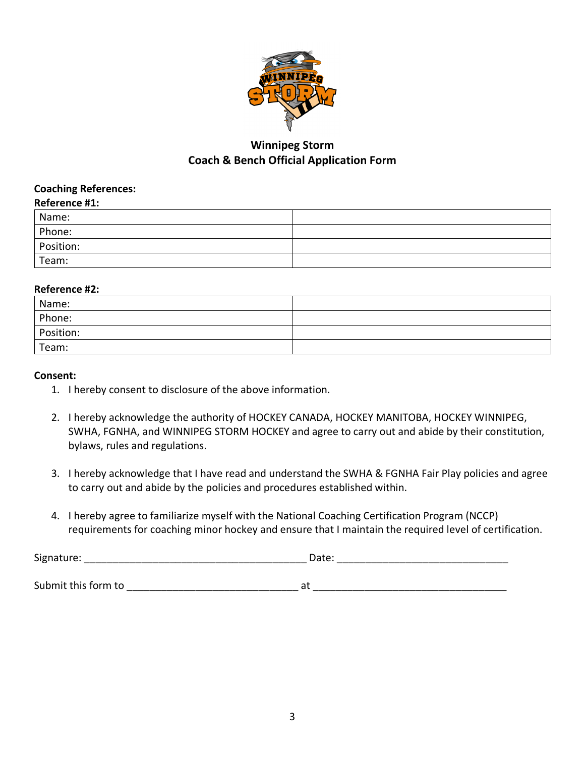## Winnipeg Storm
## Coach & Bench Official Application Form

**Coaching References:**

**Reference #1:**

| | |
|---|---|
| Name: | |
| Phone: | |
| Position: | |
| Team: | |

**Reference #2:**

| | |
|---|---|
| Name: | |
| Phone: | |
| Position: | |
| Team: | |

**Consent:**

1. I hereby consent to disclosure of the above information.
2. I hereby acknowledge the authority of HOCKEY CANADA, HOCKEY MANITOBA, HOCKEY WINNIPEG, SWHA, FGNHA, and WINNIPEG STORM HOCKEY and agree to carry out and abide by their constitution, bylaws, rules and regulations.
3. I hereby acknowledge that I have read and understand the SWHA & FGNHA Fair Play policies and agree to carry out and abide by the policies and procedures established within.
4. I hereby agree to familiarize myself with the National Coaching Certification Program (NCCP) requirements for coaching minor hockey and ensure that I maintain the required level of certification.

Signature: ________________________________________ Date: ______________________________

Submit this form to ______________________________ at __________________________________